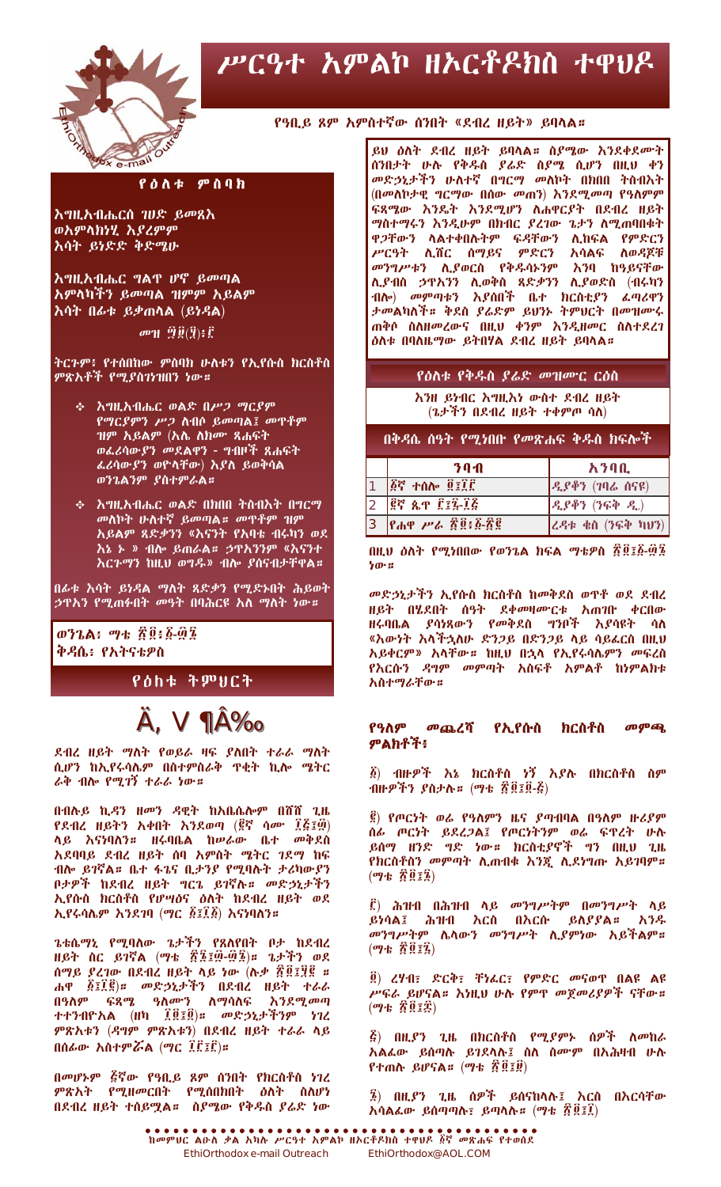# ሥርዓተ አምልኮ ዘኦርቶዶክስ ተዋህዶ

## የዕለቱ ምስባክ

እግዚአብሔርሰ ገሀደ ይመጽእ
ወአምላክነሂ ኢያረምም
እሳት ይነድድ ቅድሜሁ

እግዚአብሔር ግልጥ ሆኖ ይመጣል
አምላካችን ይመጣል ዝምም አይልም
እሳት በፊቱ ይቃጠላል (ይነዳል)

መዝ ፵፱(፶)፥፫

ትርጉም፤ የተሰበከው ምስባክ ሁለቱን የኢየሱስ ክርስቶስ ምጽአቶች የሚያስገነዝበን ነው።

- እግዚአብሔር ወልድ በሥጋ ማርያም የማርያምን ሥጋ ለብሶ ይመጣል፤ መጥቶም ዝም አይልም (ለሌ ለከሙ ጸሐፍት ወፈሪሳውያን መደልዋን - ግብዞች ጸሐፍት ፈሪሳውያን ወዮላቸው) እያለ ይቀሥጻል ወንጌልንም ያስተምራል።
- እግዚአብሔር ወልድ በክበበ ትስብእት በግርማ መለኮት ሁለተኛ ይመጣል፤ መጥቶም ዝም አይልም ጻድቃንን «እናንተ የአባቴ ብሩካን ወደ እኔ ኑ » ብሎ ይጠራል። ኃጥአንንም «እናንተ እርጉማን ከዚህ ወግዱ» ብሎ ያሰናብታቸዋል።

በፊቱ እሳት ይነዳል ማለት ጻድቃን የሚድኑበት ሕይወት ኃጥአን የሚጠፉበት መዓት በባሕርዩ አለ ማለት ነው።

**ወንጌል፥ ማቴ ፳፬፥፩-፴፮**
**ቅዳሴ፥ የአትናቴዎስ**

## የዕለቱ ትምህርት

## ደብረ ዘይት

ደብረ ዘይት ማለት የወይራ ዛፍ ያለበት ተራራ ማለት ሲሆን ከኢየሩሳሌም በስተምስራቅ ጥቂት ኪሎ ሜትር ራቅ ብሎ የሚገኝ ተራራ ነው።

በብሉይ ኪዳን ዘመን ዳዊት ከአቤሴሎም በሸሸ ጊዜ የደብረ ዘይትን አቀበት እንደወጣ (፪ኛ ሳሙ ፲፭፥፴) ላይ እናነባለን። ዘሩባቤል ከሠራው ቤተ መቅደስ አደባባይ ደብረ ዘይት ሰባ አምስት ሜትር ገደማ ከፍ ብሎ ይገኛል። ቤተ ፋጌና ቢታንያ የሚባሉት ታሪካውያን ቦታዎች ከደብረ ዘይት ግርጌ ይገኛሉ። መድኃኔታችን ኢየሱስ ክርስቶስ የሆሣዕና ዕለት ከደብረ ዘይት ወደ ኢየሩሳሌም እንደገባ (ማር ፲፩፥፩) እናነባለን።

ጌቴሴማኒ የሚባለው ጌታችን የጸለየበት ቦታ ከደብረ ዘይት ስር ይገኛል (ማቴ ፳፮፥፴-፴፮)። ጌታችን ወደ ሰማይ ያረገው በደብረ ዘይት ላይ ነው (ሉቃ ፳፬፥፶፪ ። ሐዋ ፩፥፲፪)። መድኃኔታችን በደብረ ዘይት ተራራ በዓለም ፍጻሜ ዓለሙን ለማሳለፍ እንደሚመጣ ተተንብዮአል (ዘካ ፲፬፥፬)። መድኃኔታችንም ነገረ ምጽአቱን (ዳግም ምጽአቱን) በደብረ ዘይት ተራራ ላይ በሰፊው አስተምሯል (ማር ፲፫፥፫)።

በመሆኑም ፭ኛው የዓቢይ ጾም ሰንበት የክርስቶስ ነገረ ምጽአት የሚዘመርበት የሚሰበክበት ዕለት ስለሆነ በደብረ ዘይት ተሰይሟል። ስያሜው የቅዱስ ያሬድ ነው

**የዓቢይ ጾም አምስተኛው ሰንበት «ደብረ ዘይት» ይባላል።**

ይህ ዕለት ደብረ ዘይት ይባላል። ስያሜው እንደቀደሙት ሰንበታት ሁሉ የቅዱስ ያሬድ ስያሜ ሲሆን በዚህ ቀን መድኃኔታችን ሁለተኛ በግርማ መለኮት በክበበ ትስብእት (በመለኮታዊ ግርማው በሰው መልክ) እንደሚመጣ የዓለምም ፍጻሜው እንዴት እንደሚሆን ለሐዋርያት በደብረ ዘይት ማስተማሩን እንዲሁም በክብር ያረገው ጌታ ለሚጠባበቁት ዋጋቸውን ላልተቀበሉትም ፍዳቸውን ሊከፍል የምድርን ሥርዓት ሊሽር ሰማይና ምድርን አሳልፍ ለወዳጆቹ መንግሥቱን ሊያወርስ የቅዱሳኑንም እንባ ከዓይናቸው ሊያብስ ኃጥአንን ሊቀጣ ጻድቃንን ሊያወድስ (ብሩካን ብሎ) መምጣቱን እያሰበች ቤተ ክርስቲያን ፌጣሪዋን ታመልካለች። ቅዱስ ያሬድም ይህንኑ ትምህርት በመዝሙሩ ጠቅሶ ስለዘመረውና በዚህ ቀንም እንዲዘመር ስለተደረገ ዕለቱ በባለቤቱ ይጠየቃል ደብረ ዘይት ይባላል።

### የዕለቱ የቅዱስ ያሬድ መዝሙር ርዕስ

እንዘ ይነብር እግዚእን ውስተ ደብረ ዘይት
(ጌታችን በደብረ ዘይት ተቀምጦ ሳለ)

### በቅዳሴ ሰዓት የሚነበቡ የመጽሐፍ ቅዱስ ክፍሎች

| | ንባብ | አንባቢ |
|---|---|---|
| 1 | ፩ኛ ተሰሎ ፬፥፲፫ | ዲያቆን (ገባሬ ሰናዩ) |
| 2 | ፪ኛ ጴጥ ፫፥፯-፲፭ | ዲያቆን (ንፍቅ ዲ.) |
| 3 | የሐዋ ሥራ ፳፬፥፩-፳፪ | ረዳቱ ቄስ (ንፍቅ ካህን) |

በዚህ ዕለት የሚነበበው የወንጌል ክፍል ማቴዎስ ፳፬፥፩-፴፮ ነው።

መድኃኔታችን ኢየሱስ ክርስቶስ ከመቅደስ ወጥቶ ወደ ደብረ ዘይት በሄደበት ሰዓት ደቀመዛሙርቱ አጠገቡ ቀርበው ዘሩባቤል ያሳደሠውን የመቅደስ ግንቦች እያሳዩት ሳለ «እውነት እላችኋለሁ ድንጋይ በድንጋይ ላይ ሳይፈርስ በዚህ አይቀርም» አላቸው። ከዚህ በኋላ የኢየሩሳሌምን መፍረስ የእርሱን ዳግም መምጣት አስፍቶ አምልቶ ከነምልክቱ አስተማራቸው።

### የዓለም መጨረሻ የኢየሱስ ክርስቶስ መምጫ ምልክቶች፤

፩) ብዙዎች እኔ ክርስቶስ ነኝ እያሉ በክርስቶስ ስም ብዙዎችን ያስቱታል። (ማቴ ፳፬፥፬-፭)

፪) የጦርነት ወሬ የዓለም ዜና ያጣብባል በዓለም ዙሪያም ሰፊ ጦርነት ይደረጋል፤ የጦርነትም ወሬ ፍርሃት ሁሉ ይሰማ ዘንድ ግድ ነው። ክርስቲያኖች ግን በዚህ ጊዜ የክርስቶስን መምጣት ሊጠብቁ እንጂ ሊደነግጡ አይገባም። (ማቴ ፳፬፥፮)

፫) ሕዝብ በሕዝብ ላይ መንግሥትም በመንግሥት ላይ ይነሳል፤ ሕዝብ እርስ በእርሱ ይለያያል። አንዱ መንግሥትም ሌላውን መንግሥት ሊያምነው አይችልም። (ማቴ ፳፬፥፯)

፬) ረሃብ፣ ድርቅ፣ ቸነፈር፣ የምድር መናወጥ በልዩ ልዩ ሥፍራ ይሆናል። እነዚህ ሁሉ የምጥ መጀመሪያዎች ናቸው። (ማቴ ፳፬፥፰)

፭) በዚያን ጊዜ በክርስቶስ የሚያምኑ ሰዎች ለመከራ አልፈው ይሰጣሉ ይገደላሉ፤ ስለ ስሙም በአሕዛብ ሁሉ የተጠሉ ይሆናል። (ማቴ ፳፬፥፱)

፮) በዚያን ጊዜ ሰዎች ይሰናከላሉ፤ እርስ በእርሳቸው አሳልፈው ይሰጣጣሉ፣ ይጣላሉ። (ማቴ ፳፬፥፲)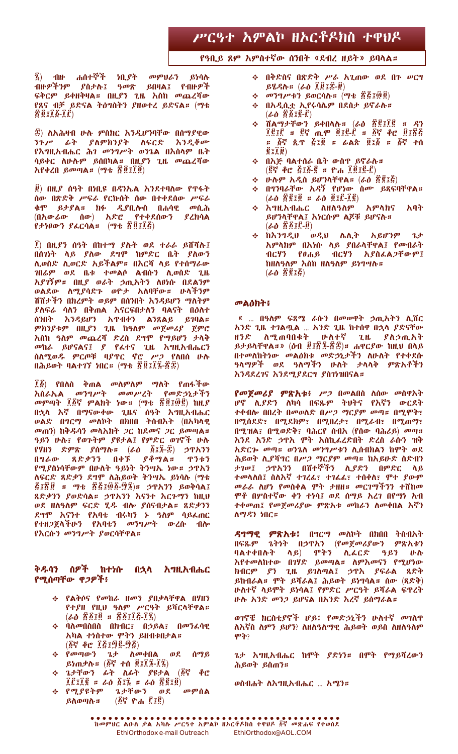፯) ብዙ ሐሰተኞች ነቢያት መምህራን ይነሳሉ ብዙዎችንም ያስቱሉ፤ ዓመጽ ይበዛል፤ የብዙዎች ፍቅርም ይቀዘቅዛል። በዚያን ጊዜ እስከ መጨረሻው የጸና ብቻ ይድናል ትዕግስትን ያዘወተረ ይድናል። (ማቴ ፳፬፤፲፩-፲፫)

፰) ለአሕዛብ ሁሉ ምስክር እንዲሆንባቸው በሰማያዊው ንጉሥ ሬት ያለምክንያት ለፍርድ እንዲቆሙ የእግዚአብሔር ሕገ መንግሥት ወንጌል በእስላም ቤት ሳይቀር ለሁሉም ይሰበካል። በዚያን ጊዜ መጨረሻው እየቀረበ ይመጣል። (ማቴ ፳፬፤፲፬)

፱) በዚያ ሰዓት በነቢዩ በዳንኤል እንደተባለው የጥፋት ሰው በጽድቅ ሥፍራ የርኩሰት ሰው በተቀደሰው ሥፍራ ቆሞ ይታያል። ክፉ ዲያቢሎስ በሐሳዊ መሲሕ (በእውሬው ሰው) አድሮ የተቀደሰውን ያረክሳል የታነፀውን ያፈርሳል። (ማቴ ፳፬፤፲፭)

፲) በዚያን ሰዓት በከተማ ያሉት ወደ ተራራ ይሸሹ፤ በሰገነት ላይ ያለው ደግሞ ከምድር ቤት ያለውን ሊወስድ ሊወርድ አይችልም። በእርሻ ላይ የተሰማራው ገበሬም ወደ ቤቱ ተመልሶ ልብሱን ሊወስድ ጊዜ አያገኝም። በዚያ ወራት ኃጢአትን ለፀነሱ በደልን ወልደው ለሚያሳድጉ ወዮታ አለባቸው። ሁላችንም ሽሽታችን በክረምት ወይም በሰንበት እንዳይሆን ማለትም ያለፍሬ ሳለን በቀጠል እናርፍበታለን ባልናት በዕለተ ሰንበት እንዳይሆን አጥብቀን ልንጸልይ ይገባል። ምክንያቱም በዚያን ጊዜ ከዓለም መጀመሪያ ጀምሮ እስከ ዓለም መጨረሻ ድረስ ደግሞ የማይሆን ታላቅ መከራ ይሆናልና፤ ያ የፈተና ጊዜ እግዚአብሔርን ስለሚወዱ ምርጦቹ ባያጥር ኖሮ ሥጋ የለበሰ ሁሉ በሕይወት ባልተገኘ ነበር። (ማቴ ፳፬፤፲፯-፳፰)

፲፩) የበለስ ቅጠል መለምለም ማለት የጠፋችው እስራኤል መንግሥት መመሥረት የመድኃኒታችን መምጣት ፲፩ኛ ምልክት ነው። (ማቴ ፳፬፤፴፪) ከዚያ በኋላ እኛ በማናውቀው ጊዜና ሰዓት እግዚአብሔር ወልድ በገርማ መለኮት በክበበ ትስብእት (በአካላዊ መጠን) ከቅዱሳን መላእክት ጋር ከደመና ጋር ይመጣል። ዓይን ሁሉ፤ የወጉትም ያዩታል፤ የምድር ወገኖች ሁሉ የሃዘን ድምጽ ያሰማሉ። (ራዕ ፩፤፯-፰) ኃጥአንን በግራው ጻድቃንን በቀኙ ያቆማል። ጥንቱን የሚያስነሳቸውም በሁለት ዓይነት ትንሣኤ ነው። ኃጥአን ለፍርድ ጻድቃን ደግሞ ለሕይወት ትንሣኤ ይነሳሉ (ማቴ ፳፭፤፳፱ ። ማቴ ፳፭፤፴፩-፵፯)። ኃጥአንን ይወቅሳል፤ ጻድቃንን ያወድሳል። ኃጥአንን እንኝተ እርጉማን ከዚህ ወደ ዘለዓለም ፍርድ ሂዱ ብሎ ያሰናብታል። ጻድቃንን ደግሞ እናንተ የአባቱ ብሩካን ኑ ዓለም ሳይፈጠር የተዘጋጀላችሁን የአባቴን መንግሥት ውረሱ ብሎ የእርሱን መንግሥት ያወርሳቸዋል።

### ቅዱሳን ሰዎች ከተነሱ በኋላ እግዚአብሔር የሚሰጣቸው ዋጋዎች፤

- የልቅሶና የመከራ ዘመን ያበቃላቸዋል በሃዘን የተያዘ የዚህ ዓለም ሥርዓት ይሻርላቸዋል (ራዕ ፳፩፤፬ ። ፳፩፤፲፩-፲፯)
- ባለመበስበስ በክብር፣ በኃይል፣ በመንፈሳዊ አካል ተነስተው ሞትን ይዘብቱበታል። (፩ኛ ቆሮ ፲፭፤፵፪-፵፭)
- የመጣውን ጌታ ለመቀበል ወደ ሰማይ ይነጠቃሉ። (፩ኛ ተሰ ፬፤፲፯-፲፯)
- ጌታቸውን ፊት ለፊት ያዩታል (፩ኛ ቆሮ ፲፫፤፲፪ ። ራዕ ፳፪፤፯ ። ራዕ ፳፪፤፬)
- የሚያዩትም ጌታቸውን ወደ መምሰል ይለወጣሉ። (፩ኛ ዮሐ ፫፤፪)
- በቅድስና በጽድቅ ሥራ አጊጠው ወደ በጉ ሠርግ ይሄዳሉ (ራዕ ፲፱፤፰-፱)
- መንግሥቱን ይወርሳሉ። (ማቴ ፳፭፤፴፬)
- በአዲሲቷ ኢየሩሳሌም በደስታ ይኖራሉ። (ራዕ ፳፩፤፫)
- ሽልማታቸውን ይቀበላሉ። (ራዕ ፳፪፤፲፪ ። ዳን ፲፪፤፫ ። ፪ኛ ጢሞ ፬፤፰-፫ ። ፩ኛ ቆሮ ፬፤፳፭ ። ፩ኛ ጴጥ ፭፤፬ ። ሉቃ ፬፤፬ ። ፩ኛ ተሰ ፪፤፲፱)
- በእጅ ባልተሰራ ቤት ውስጥ ይኖራሉ። (፪ኛ ቆሮ ፭፤፩-፪ ። ዮሐ ፲፬፤፪-፫)
- ሁሉም አዲስ ይሆንላቸዋል። (ራዕ ፳፪፤፭)
- በግንባራቸው አዳኛ የሆነው ስሙ ይጻፍባቸዋል። (ራዕ ፳፪፤፬ ። ራዕ ፬፤፫-፲፬)
- እግዚአብሔር ለዘለዓለም አምላክና አባት ይሆንላቸዋል፤ እነርሱም ልጆቹ ይሆናሉ። (ራዕ ፳፩፤፫-፱)
- ከእንግዲህ ወዲህ ሌሊት አይሆንም ጌታ አምላክም በእነሱ ላይ ያበራላቸዋል፤ የሙብራት ብርሃን የዐሐይ ብርሃን አያስፈልጋቸውም፤ ከዘለዓለም እስከ ዘለዓለም ይነግሣሉ። (ራዕ ፳፪፤፭)

### መልክት፤

« ... በዓለም ፍጻሜ ራሱን በመሠዋት ኃጢአትን ሊሽር አንድ ጊዜ ተገልጧል ... አንድ ጊዜ ከተሰዋ በኋላ ያድናቸው ዘንድ ለሚጠባበቁት ሁለተኛ ጊዜ ያለኃጢአት ይታይላቸዋል።» (ዕብ ፱፤፳፮-፳፰)። ሐዋርያው ከዚህ በላይ በተመለከትነው መልዕክቱ መድኃኒታችን ለሁለት የተቀደሱ ዓላማዎች ወደ ዓለማችን ሁለት ታላላቅ ምጽአቶችን እንዳደረገና እንደሚያደርግ ያስገነዝበናል።

***የመጀመሪያ ምጽአቱ፤*** ሥጋ በመልበስ እሰው መዋእት ሆኖ ሊያድን ለካሳ በፍጹም ትህትና የእኛን ውርደት ተቀብሎ በበረት በመወለድ በሥጋ ማርያም መጣ። በሚሞቱ፣ በሚሰደድ፣ በሚራብ፣ በሚጠማ፣ በሚዝል፣ በሚወድቅ፣ ባሕርየ ሰብእ (የሰው ባሕሪይ) መጣ። እንደ አንድ ኃጥእ ሞት እስኪፈረድበት ድረስ ራሱን ዝቅ አድርጎ መጣ። ወንጌለ መንግሥቱን ሊሰብክልን ከሞት ወደ ሕይወት ሊያሻግር በሥጋ ማርያም መጣ። ከአይሁድ ስድብን ታገሠ፤ ኃጥአንን በሽተኞችን ሊያድን በምድር ላይ ተመላለሰ፤ ስለእኛ ተገረፈ፣ ተገፈፈ፣ ተሰቀለ፤ ሞቶ ያውም መራራ ለሆነ የመስቀል ሞት ታዘዘ። መርገማችንን ተሸከመ ሞቶ በሦስተኛው ቀን ተነሳ፤ ወደ ሰማይ አረገ በየማን አብ ተቀመጠ፤ የመጀመሪያው ምጽአቱ መከራን ለመቀበል እኛን ለማዳን ነበር።

***ዳግማዊ ምጽአቱ፤*** በግርማ መለኮት በክበበ ትስብእት በፍጹም ጌትነት በኃጥአን (የመጀመሪያውን ምጽአቱን ባልተቀበሉት ላይ) ሞትን ሊፈርድ ዓይን ሁሉ እየተመለከተው በገሃድ ይመጣል። ለምእመናን የሚሆነው ክብርም ያን ጊዜ ይገለጣል፤ ኃጥእ ያፍራል ጻድቅ ይከብራል። ሞት ይሻራል ሕይወት ይነሣል። ሰው (ጻድቅ) ሁለተኛ ላይሞት ይነሳል፤ የምድር ሥርዓት ይሻራል ፍጥረት ሁሉ አንድ መንጋ ይሆናል በአንድ እረኛ ይሰማራል።

ወገኖቼ ክርስቲያኖች ሆይ፤ የመድኃኒታችን ሁለተኛ መገለጥ ለእኛስ ለምን ይሆን? ለዘለዓለማዊ ሕይወት ወይስ ለዘለዓለም ሞት?

ጌታ እግዚአብሔር ከሞት ያድነን። በሞት የማይሻረውን ሕይወት ይስጠን።

ወስብሐት ለእግዚአብሔር ... አሜን።

ከመምህር ልዑለ ቃል አካሉ ሥርዓተ አምልኮ ዘኦርቶዶክስ ተዋህዶ ፩ኛ መጽሐፍ የተወሰደ
EthiOrthodox e-mail Outreach EthiOrthodox@AOL.COM